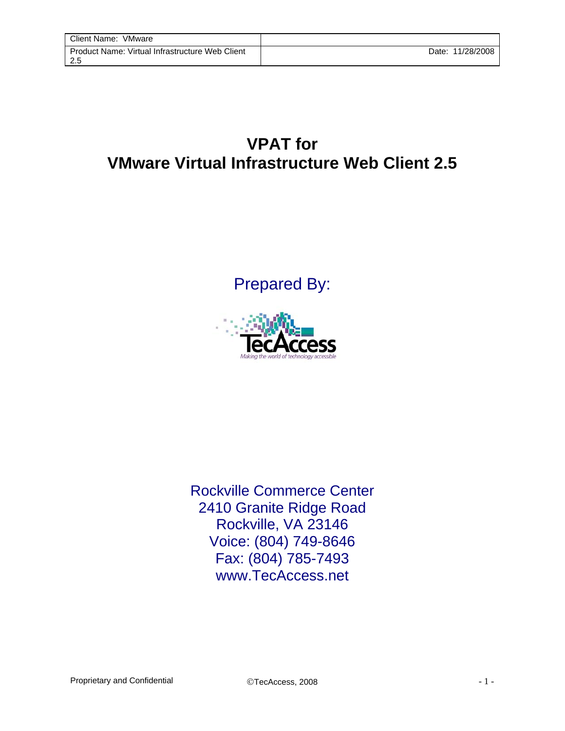| Client Name: VMware | |
| --- | --- |
| Product Name: Virtual Infrastructure Web Client 2.5 | Date: 11/28/2008 |

# VPAT for VMware Virtual Infrastructure Web Client 2.5

Prepared By:

TecAccess

*Making the world of technology accessible*

Rockville Commerce Center
2410 Granite Ridge Road
Rockville, VA 23146
Voice: (804) 749-8646
Fax: (804) 785-7493
www.TecAccess.net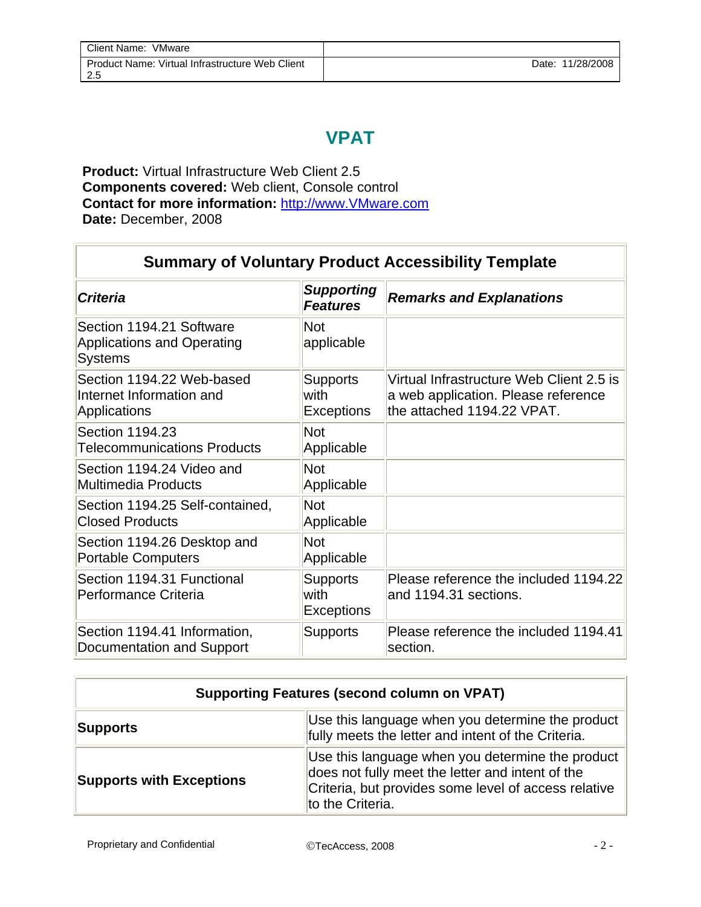# VPAT

**Product:** Virtual Infrastructure Web Client 2.5
**Components covered:** Web client, Console control
**Contact for more information:** http://www.VMware.com
**Date:** December, 2008

| Summary of Voluntary Product Accessibility Template | | |
|---|---|---|
| ***Criteria*** | ***Supporting Features*** | ***Remarks and Explanations*** |
| Section 1194.21 Software Applications and Operating Systems | Not applicable | |
| Section 1194.22 Web-based Internet Information and Applications | Supports with Exceptions | Virtual Infrastructure Web Client 2.5 is a web application. Please reference the attached 1194.22 VPAT. |
| Section 1194.23 Telecommunications Products | Not Applicable | |
| Section 1194.24 Video and Multimedia Products | Not Applicable | |
| Section 1194.25 Self-contained, Closed Products | Not Applicable | |
| Section 1194.26 Desktop and Portable Computers | Not Applicable | |
| Section 1194.31 Functional Performance Criteria | Supports with Exceptions | Please reference the included 1194.22 and 1194.31 sections. |
| Section 1194.41 Information, Documentation and Support | Supports | Please reference the included 1194.41 section. |

| Supporting Features (second column on VPAT) | |
|---|---|
| **Supports** | Use this language when you determine the product fully meets the letter and intent of the Criteria. |
| **Supports with Exceptions** | Use this language when you determine the product does not fully meet the letter and intent of the Criteria, but provides some level of access relative to the Criteria. |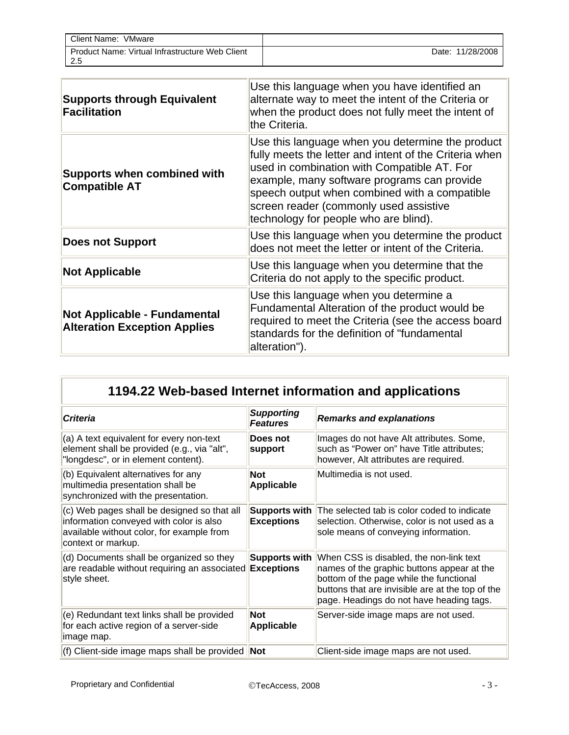| | |
|---|---|
| **Supports through Equivalent Facilitation** | Use this language when you have identified an alternate way to meet the intent of the Criteria or when the product does not fully meet the intent of the Criteria. |
| **Supports when combined with Compatible AT** | Use this language when you determine the product fully meets the letter and intent of the Criteria when used in combination with Compatible AT. For example, many software programs can provide speech output when combined with a compatible screen reader (commonly used assistive technology for people who are blind). |
| **Does not Support** | Use this language when you determine the product does not meet the letter or intent of the Criteria. |
| **Not Applicable** | Use this language when you determine that the Criteria do not apply to the specific product. |
| **Not Applicable - Fundamental Alteration Exception Applies** | Use this language when you determine a Fundamental Alteration of the product would be required to meet the Criteria (see the access board standards for the definition of "fundamental alteration"). |

## 1194.22 Web-based Internet information and applications

| *Criteria* | *Supporting Features* | *Remarks and explanations* |
|---|---|---|
| (a) A text equivalent for every non-text element shall be provided (e.g., via "alt", "longdesc", or in element content). | **Does not support** | Images do not have Alt attributes. Some, such as “Power on” have Title attributes; however, Alt attributes are required. |
| (b) Equivalent alternatives for any multimedia presentation shall be synchronized with the presentation. | **Not Applicable** | Multimedia is not used. |
| (c) Web pages shall be designed so that all information conveyed with color is also available without color, for example from context or markup. | **Supports with Exceptions** | The selected tab is color coded to indicate selection. Otherwise, color is not used as a sole means of conveying information. |
| (d) Documents shall be organized so they are readable without requiring an associated style sheet. | **Supports with Exceptions** | When CSS is disabled, the non-link text names of the graphic buttons appear at the bottom of the page while the functional buttons that are invisible are at the top of the page. Headings do not have heading tags. |
| (e) Redundant text links shall be provided for each active region of a server-side image map. | **Not Applicable** | Server-side image maps are not used. |
| (f) Client-side image maps shall be provided | **Not** | Client-side image maps are not used. |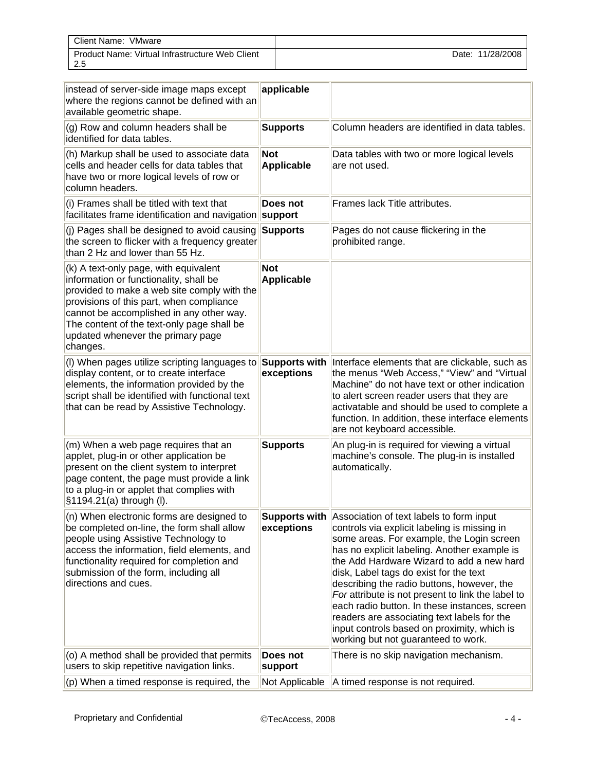| | | |
|---|---|---|
| instead of server-side image maps except where the regions cannot be defined with an available geometric shape. | **applicable** | |
| (g) Row and column headers shall be identified for data tables. | **Supports** | Column headers are identified in data tables. |
| (h) Markup shall be used to associate data cells and header cells for data tables that have two or more logical levels of row or column headers. | **Not Applicable** | Data tables with two or more logical levels are not used. |
| (i) Frames shall be titled with text that facilitates frame identification and navigation | **Does not support** | Frames lack Title attributes. |
| (j) Pages shall be designed to avoid causing the screen to flicker with a frequency greater than 2 Hz and lower than 55 Hz. | **Supports** | Pages do not cause flickering in the prohibited range. |
| (k) A text-only page, with equivalent information or functionality, shall be provided to make a web site comply with the provisions of this part, when compliance cannot be accomplished in any other way. The content of the text-only page shall be updated whenever the primary page changes. | **Not Applicable** | |
| (l) When pages utilize scripting languages to display content, or to create interface elements, the information provided by the script shall be identified with functional text that can be read by Assistive Technology. | **Supports with exceptions** | Interface elements that are clickable, such as the menus "Web Access," "View" and "Virtual Machine" do not have text or other indication to alert screen reader users that they are activatable and should be used to complete a function. In addition, these interface elements are not keyboard accessible. |
| (m) When a web page requires that an applet, plug-in or other application be present on the client system to interpret page content, the page must provide a link to a plug-in or applet that complies with §1194.21(a) through (l). | **Supports** | An plug-in is required for viewing a virtual machine's console. The plug-in is installed automatically. |
| (n) When electronic forms are designed to be completed on-line, the form shall allow people using Assistive Technology to access the information, field elements, and functionality required for completion and submission of the form, including all directions and cues. | **Supports with exceptions** | Association of text labels to form input controls via explicit labeling is missing in some areas. For example, the Login screen has no explicit labeling. Another example is the Add Hardware Wizard to add a new hard disk, Label tags do exist for the text describing the radio buttons, however, the *For* attribute is not present to link the label to each radio button. In these instances, screen readers are associating text labels for the input controls based on proximity, which is working but not guaranteed to work. |
| (o) A method shall be provided that permits users to skip repetitive navigation links. | **Does not support** | There is no skip navigation mechanism. |
| (p) When a timed response is required, the | Not Applicable | A timed response is not required. |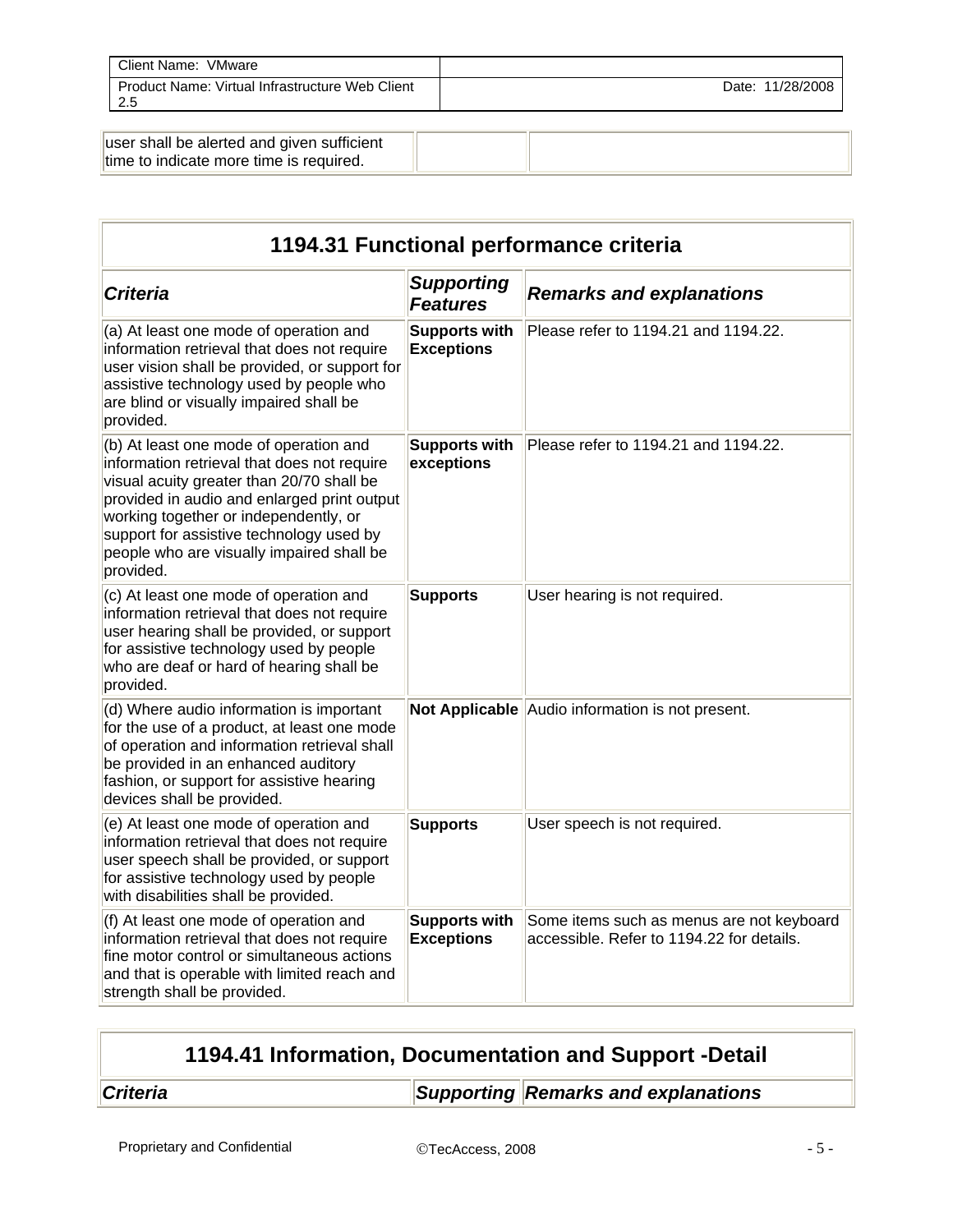| | | |
|---|---|---|
| user shall be alerted and given sufficient time to indicate more time is required. | | |

## 1194.31 Functional performance criteria

| *Criteria* | *Supporting Features* | *Remarks and explanations* |
|---|---|---|
| (a) At least one mode of operation and information retrieval that does not require user vision shall be provided, or support for assistive technology used by people who are blind or visually impaired shall be provided. | **Supports with Exceptions** | Please refer to 1194.21 and 1194.22. |
| (b) At least one mode of operation and information retrieval that does not require visual acuity greater than 20/70 shall be provided in audio and enlarged print output working together or independently, or support for assistive technology used by people who are visually impaired shall be provided. | **Supports with exceptions** | Please refer to 1194.21 and 1194.22. |
| (c) At least one mode of operation and information retrieval that does not require user hearing shall be provided, or support for assistive technology used by people who are deaf or hard of hearing shall be provided. | **Supports** | User hearing is not required. |
| (d) Where audio information is important for the use of a product, at least one mode of operation and information retrieval shall be provided in an enhanced auditory fashion, or support for assistive hearing devices shall be provided. | **Not Applicable** | Audio information is not present. |
| (e) At least one mode of operation and information retrieval that does not require user speech shall be provided, or support for assistive technology used by people with disabilities shall be provided. | **Supports** | User speech is not required. |
| (f) At least one mode of operation and information retrieval that does not require fine motor control or simultaneous actions and that is operable with limited reach and strength shall be provided. | **Supports with Exceptions** | Some items such as menus are not keyboard accessible. Refer to 1194.22 for details. |

## 1194.41 Information, Documentation and Support -Detail

| *Criteria* | *Supporting* | *Remarks and explanations* |
|---|---|---|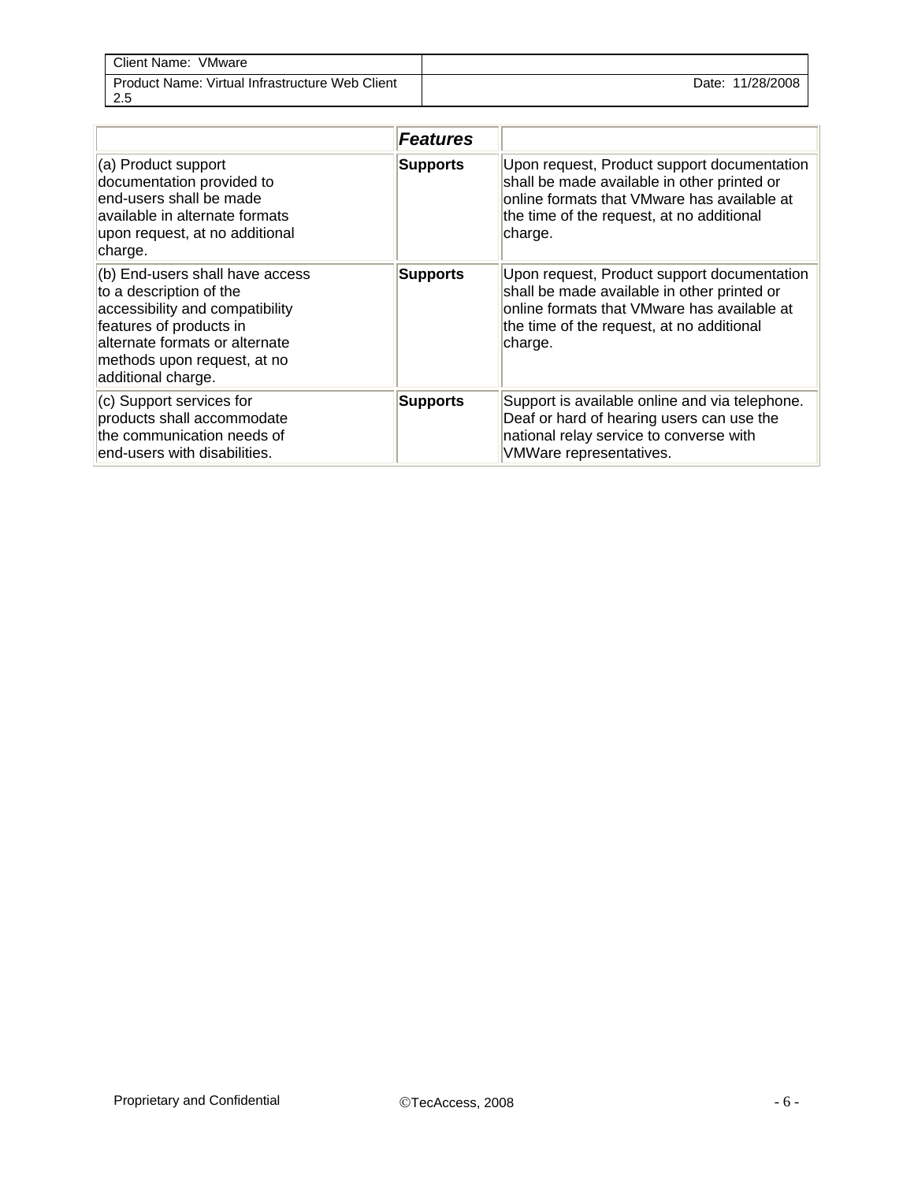| | ***Features*** | |
|---|---|---|
| (a) Product support documentation provided to end-users shall be made available in alternate formats upon request, at no additional charge. | **Supports** | Upon request, Product support documentation shall be made available in other printed or online formats that VMware has available at the time of the request, at no additional charge. |
| (b) End-users shall have access to a description of the accessibility and compatibility features of products in alternate formats or alternate methods upon request, at no additional charge. | **Supports** | Upon request, Product support documentation shall be made available in other printed or online formats that VMware has available at the time of the request, at no additional charge. |
| (c) Support services for products shall accommodate the communication needs of end-users with disabilities. | **Supports** | Support is available online and via telephone. Deaf or hard of hearing users can use the national relay service to converse with VMWare representatives. |